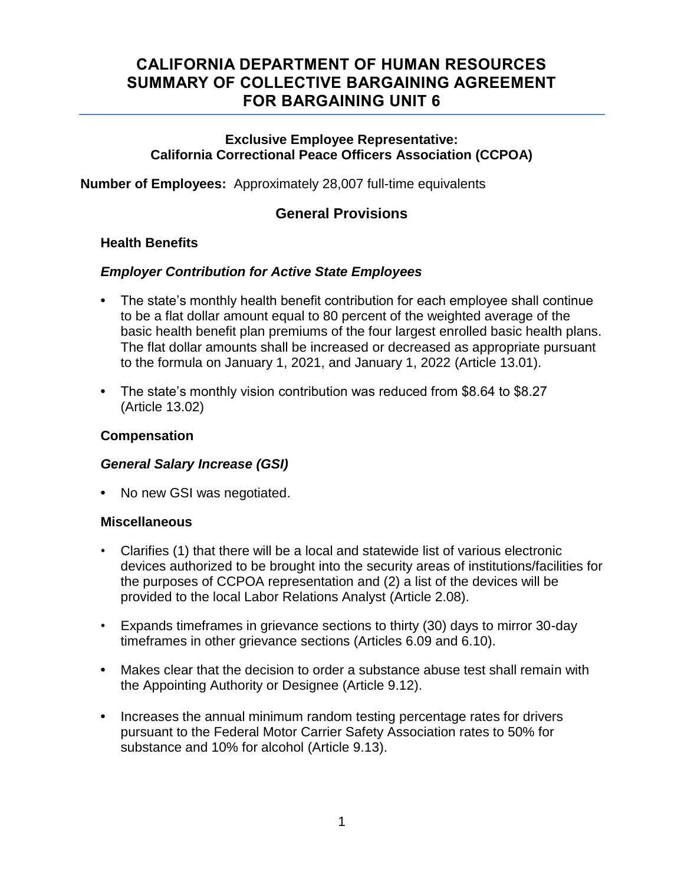# CALIFORNIA DEPARTMENT OF HUMAN RESOURCES SUMMARY OF COLLECTIVE BARGAINING AGREEMENT FOR BARGAINING UNIT 6

**Exclusive Employee Representative:**
**California Correctional Peace Officers Association (CCPOA)**

**Number of Employees:** Approximately 28,007 full-time equivalents

## General Provisions

### Health Benefits

#### *Employer Contribution for Active State Employees*

- The state's monthly health benefit contribution for each employee shall continue to be a flat dollar amount equal to 80 percent of the weighted average of the basic health benefit plan premiums of the four largest enrolled basic health plans. The flat dollar amounts shall be increased or decreased as appropriate pursuant to the formula on January 1, 2021, and January 1, 2022 (Article 13.01).
- The state's monthly vision contribution was reduced from $8.64 to $8.27 (Article 13.02)

### Compensation

#### *General Salary Increase (GSI)*

- No new GSI was negotiated.

### Miscellaneous

- Clarifies (1) that there will be a local and statewide list of various electronic devices authorized to be brought into the security areas of institutions/facilities for the purposes of CCPOA representation and (2) a list of the devices will be provided to the local Labor Relations Analyst (Article 2.08).
- Expands timeframes in grievance sections to thirty (30) days to mirror 30-day timeframes in other grievance sections (Articles 6.09 and 6.10).
- Makes clear that the decision to order a substance abuse test shall remain with the Appointing Authority or Designee (Article 9.12).
- Increases the annual minimum random testing percentage rates for drivers pursuant to the Federal Motor Carrier Safety Association rates to 50% for substance and 10% for alcohol (Article 9.13).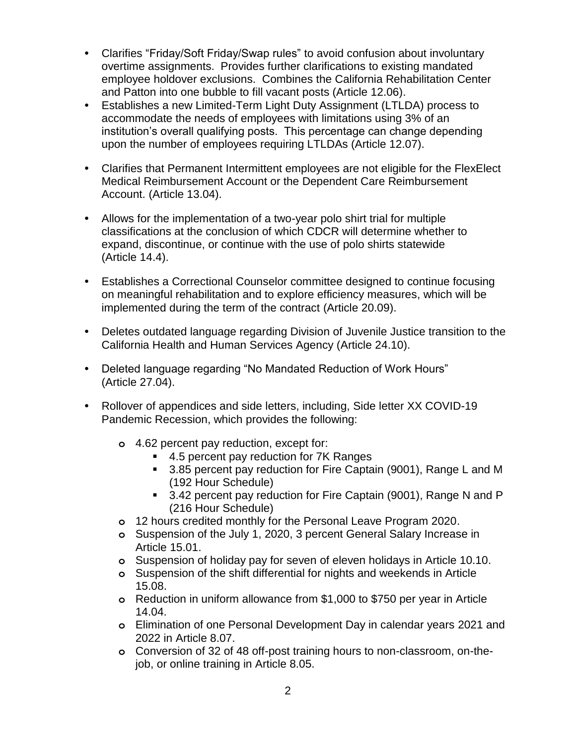- Clarifies "Friday/Soft Friday/Swap rules" to avoid confusion about involuntary overtime assignments. Provides further clarifications to existing mandated employee holdover exclusions. Combines the California Rehabilitation Center and Patton into one bubble to fill vacant posts (Article 12.06).
- Establishes a new Limited-Term Light Duty Assignment (LTLDA) process to accommodate the needs of employees with limitations using 3% of an institution's overall qualifying posts. This percentage can change depending upon the number of employees requiring LTLDAs (Article 12.07).
- Clarifies that Permanent Intermittent employees are not eligible for the FlexElect Medical Reimbursement Account or the Dependent Care Reimbursement Account. (Article 13.04).
- Allows for the implementation of a two-year polo shirt trial for multiple classifications at the conclusion of which CDCR will determine whether to expand, discontinue, or continue with the use of polo shirts statewide (Article 14.4).
- Establishes a Correctional Counselor committee designed to continue focusing on meaningful rehabilitation and to explore efficiency measures, which will be implemented during the term of the contract (Article 20.09).
- Deletes outdated language regarding Division of Juvenile Justice transition to the California Health and Human Services Agency (Article 24.10).
- Deleted language regarding "No Mandated Reduction of Work Hours" (Article 27.04).
- Rollover of appendices and side letters, including, Side letter XX COVID-19 Pandemic Recession, which provides the following:
  - 4.62 percent pay reduction, except for:
    - 4.5 percent pay reduction for 7K Ranges
    - 3.85 percent pay reduction for Fire Captain (9001), Range L and M (192 Hour Schedule)
    - 3.42 percent pay reduction for Fire Captain (9001), Range N and P (216 Hour Schedule)
  - 12 hours credited monthly for the Personal Leave Program 2020.
  - Suspension of the July 1, 2020, 3 percent General Salary Increase in Article 15.01.
  - Suspension of holiday pay for seven of eleven holidays in Article 10.10.
  - Suspension of the shift differential for nights and weekends in Article 15.08.
  - Reduction in uniform allowance from $1,000 to $750 per year in Article 14.04.
  - Elimination of one Personal Development Day in calendar years 2021 and 2022 in Article 8.07.
  - Conversion of 32 of 48 off-post training hours to non-classroom, on-the-job, or online training in Article 8.05.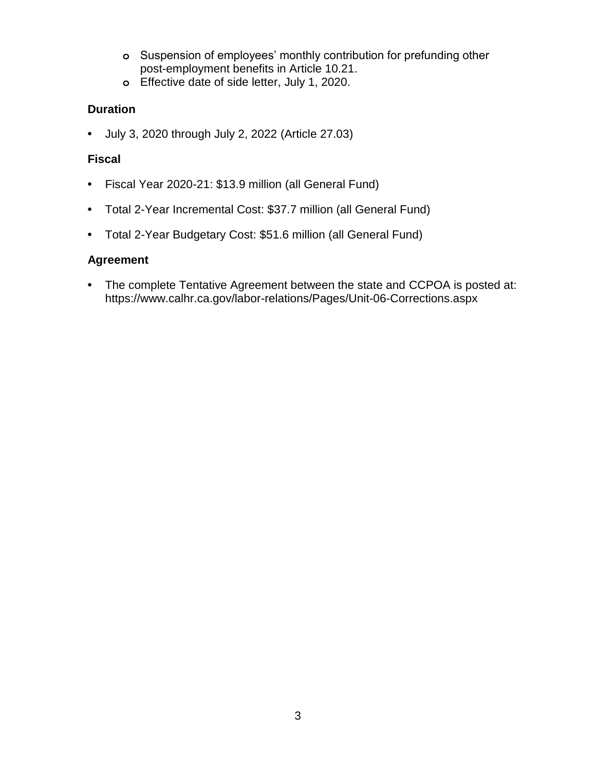- Suspension of employees' monthly contribution for prefunding other post-employment benefits in Article 10.21.
  - Effective date of side letter, July 1, 2020.

### Duration

- July 3, 2020 through July 2, 2022 (Article 27.03)

### Fiscal

- Fiscal Year 2020-21: $13.9 million (all General Fund)
- Total 2-Year Incremental Cost: $37.7 million (all General Fund)
- Total 2-Year Budgetary Cost: $51.6 million (all General Fund)

### Agreement

- The complete Tentative Agreement between the state and CCPOA is posted at: https://www.calhr.ca.gov/labor-relations/Pages/Unit-06-Corrections.aspx